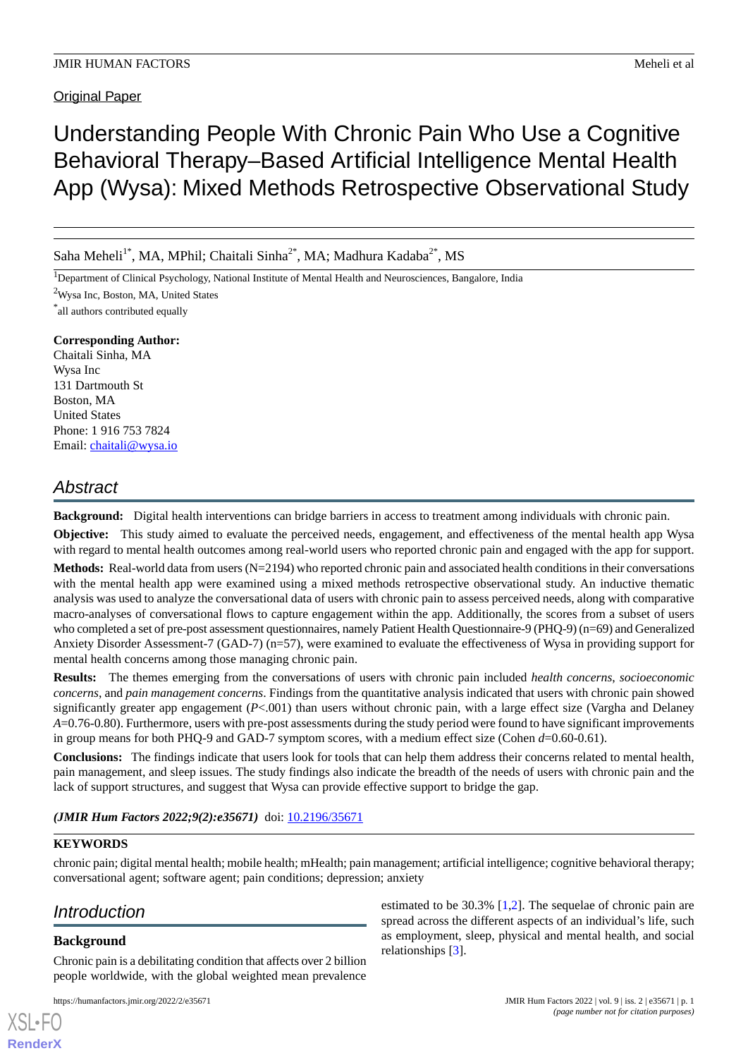Original Paper

# Understanding People With Chronic Pain Who Use a Cognitive Behavioral Therapy–Based Artificial Intelligence Mental Health App (Wysa): Mixed Methods Retrospective Observational Study

Saha Meheli[1*], MA, MPhil; Chaitali Sinha[2*], MA; Madhura Kadaba[2*], MS

[1]Department of Clinical Psychology, National Institute of Mental Health and Neurosciences, Bangalore, India

[2]Wysa Inc, Boston, MA, United States

[*]all authors contributed equally

**Corresponding Author:**
Chaitali Sinha, MA
Wysa Inc
131 Dartmouth St
Boston, MA
United States
Phone: 1 916 753 7824
Email: chaitali@wysa.io

## Abstract

**Background:** Digital health interventions can bridge barriers in access to treatment among individuals with chronic pain.

**Objective:** This study aimed to evaluate the perceived needs, engagement, and effectiveness of the mental health app Wysa with regard to mental health outcomes among real-world users who reported chronic pain and engaged with the app for support.

**Methods:** Real-world data from users (N=2194) who reported chronic pain and associated health conditions in their conversations with the mental health app were examined using a mixed methods retrospective observational study. An inductive thematic analysis was used to analyze the conversational data of users with chronic pain to assess perceived needs, along with comparative macro-analyses of conversational flows to capture engagement within the app. Additionally, the scores from a subset of users who completed a set of pre-post assessment questionnaires, namely Patient Health Questionnaire-9 (PHQ-9) (n=69) and Generalized Anxiety Disorder Assessment-7 (GAD-7) (n=57), were examined to evaluate the effectiveness of Wysa in providing support for mental health concerns among those managing chronic pain.

**Results:** The themes emerging from the conversations of users with chronic pain included *health concerns*, *socioeconomic concerns*, and *pain management concerns*. Findings from the quantitative analysis indicated that users with chronic pain showed significantly greater app engagement ($P<.001$) than users without chronic pain, with a large effect size (Vargha and Delaney $A$=0.76-0.80). Furthermore, users with pre-post assessments during the study period were found to have significant improvements in group means for both PHQ-9 and GAD-7 symptom scores, with a medium effect size (Cohen $d$=0.60-0.61).

**Conclusions:** The findings indicate that users look for tools that can help them address their concerns related to mental health, pain management, and sleep issues. The study findings also indicate the breadth of the needs of users with chronic pain and the lack of support structures, and suggest that Wysa can provide effective support to bridge the gap.

***(JMIR Hum Factors 2022;9(2):e35671)*** doi: 10.2196/35671

**KEYWORDS**

chronic pain; digital mental health; mobile health; mHealth; pain management; artificial intelligence; cognitive behavioral therapy; conversational agent; software agent; pain conditions; depression; anxiety

## Introduction

### Background

Chronic pain is a debilitating condition that affects over 2 billion people worldwide, with the global weighted mean prevalence estimated to be 30.3% [1,2]. The sequelae of chronic pain are spread across the different aspects of an individual's life, such as employment, sleep, physical and mental health, and social relationships [3].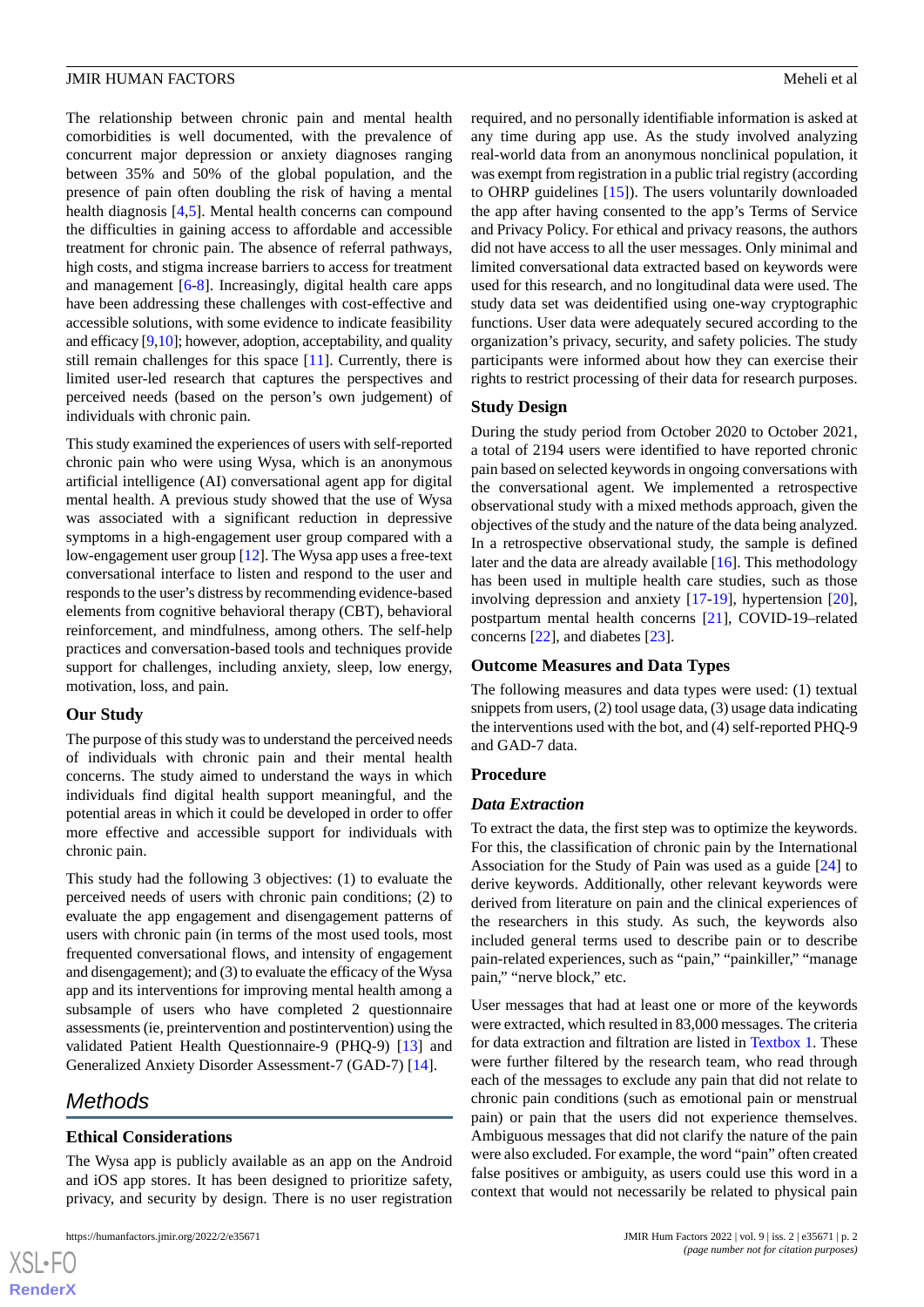The relationship between chronic pain and mental health comorbidities is well documented, with the prevalence of concurrent major depression or anxiety diagnoses ranging between 35% and 50% of the global population, and the presence of pain often doubling the risk of having a mental health diagnosis [4,5]. Mental health concerns can compound the difficulties in gaining access to affordable and accessible treatment for chronic pain. The absence of referral pathways, high costs, and stigma increase barriers to access for treatment and management [6-8]. Increasingly, digital health care apps have been addressing these challenges with cost-effective and accessible solutions, with some evidence to indicate feasibility and efficacy [9,10]; however, adoption, acceptability, and quality still remain challenges for this space [11]. Currently, there is limited user-led research that captures the perspectives and perceived needs (based on the person's own judgement) of individuals with chronic pain.

This study examined the experiences of users with self-reported chronic pain who were using Wysa, which is an anonymous artificial intelligence (AI) conversational agent app for digital mental health. A previous study showed that the use of Wysa was associated with a significant reduction in depressive symptoms in a high-engagement user group compared with a low-engagement user group [12]. The Wysa app uses a free-text conversational interface to listen and respond to the user and responds to the user's distress by recommending evidence-based elements from cognitive behavioral therapy (CBT), behavioral reinforcement, and mindfulness, among others. The self-help practices and conversation-based tools and techniques provide support for challenges, including anxiety, sleep, low energy, motivation, loss, and pain.

### Our Study

The purpose of this study was to understand the perceived needs of individuals with chronic pain and their mental health concerns. The study aimed to understand the ways in which individuals find digital health support meaningful, and the potential areas in which it could be developed in order to offer more effective and accessible support for individuals with chronic pain.

This study had the following 3 objectives: (1) to evaluate the perceived needs of users with chronic pain conditions; (2) to evaluate the app engagement and disengagement patterns of users with chronic pain (in terms of the most used tools, most frequented conversational flows, and intensity of engagement and disengagement); and (3) to evaluate the efficacy of the Wysa app and its interventions for improving mental health among a subsample of users who have completed 2 questionnaire assessments (ie, preintervention and postintervention) using the validated Patient Health Questionnaire-9 (PHQ-9) [13] and Generalized Anxiety Disorder Assessment-7 (GAD-7) [14].

## Methods

### Ethical Considerations

The Wysa app is publicly available as an app on the Android and iOS app stores. It has been designed to prioritize safety, privacy, and security by design. There is no user registration required, and no personally identifiable information is asked at any time during app use. As the study involved analyzing real-world data from an anonymous nonclinical population, it was exempt from registration in a public trial registry (according to OHRP guidelines [15]). The users voluntarily downloaded the app after having consented to the app's Terms of Service and Privacy Policy. For ethical and privacy reasons, the authors did not have access to all the user messages. Only minimal and limited conversational data extracted based on keywords were used for this research, and no longitudinal data were used. The study data set was deidentified using one-way cryptographic functions. User data were adequately secured according to the organization's privacy, security, and safety policies. The study participants were informed about how they can exercise their rights to restrict processing of their data for research purposes.

### Study Design

During the study period from October 2020 to October 2021, a total of 2194 users were identified to have reported chronic pain based on selected keywords in ongoing conversations with the conversational agent. We implemented a retrospective observational study with a mixed methods approach, given the objectives of the study and the nature of the data being analyzed. In a retrospective observational study, the sample is defined later and the data are already available [16]. This methodology has been used in multiple health care studies, such as those involving depression and anxiety [17-19], hypertension [20], postpartum mental health concerns [21], COVID-19–related concerns [22], and diabetes [23].

### Outcome Measures and Data Types

The following measures and data types were used: (1) textual snippets from users, (2) tool usage data, (3) usage data indicating the interventions used with the bot, and (4) self-reported PHQ-9 and GAD-7 data.

### Procedure

#### *Data Extraction*

To extract the data, the first step was to optimize the keywords. For this, the classification of chronic pain by the International Association for the Study of Pain was used as a guide [24] to derive keywords. Additionally, other relevant keywords were derived from literature on pain and the clinical experiences of the researchers in this study. As such, the keywords also included general terms used to describe pain or to describe pain-related experiences, such as "pain," "painkiller," "manage pain," "nerve block," etc.

User messages that had at least one or more of the keywords were extracted, which resulted in 83,000 messages. The criteria for data extraction and filtration are listed in Textbox 1. These were further filtered by the research team, who read through each of the messages to exclude any pain that did not relate to chronic pain conditions (such as emotional pain or menstrual pain) or pain that the users did not experience themselves. Ambiguous messages that did not clarify the nature of the pain were also excluded. For example, the word "pain" often created false positives or ambiguity, as users could use this word in a context that would not necessarily be related to physical pain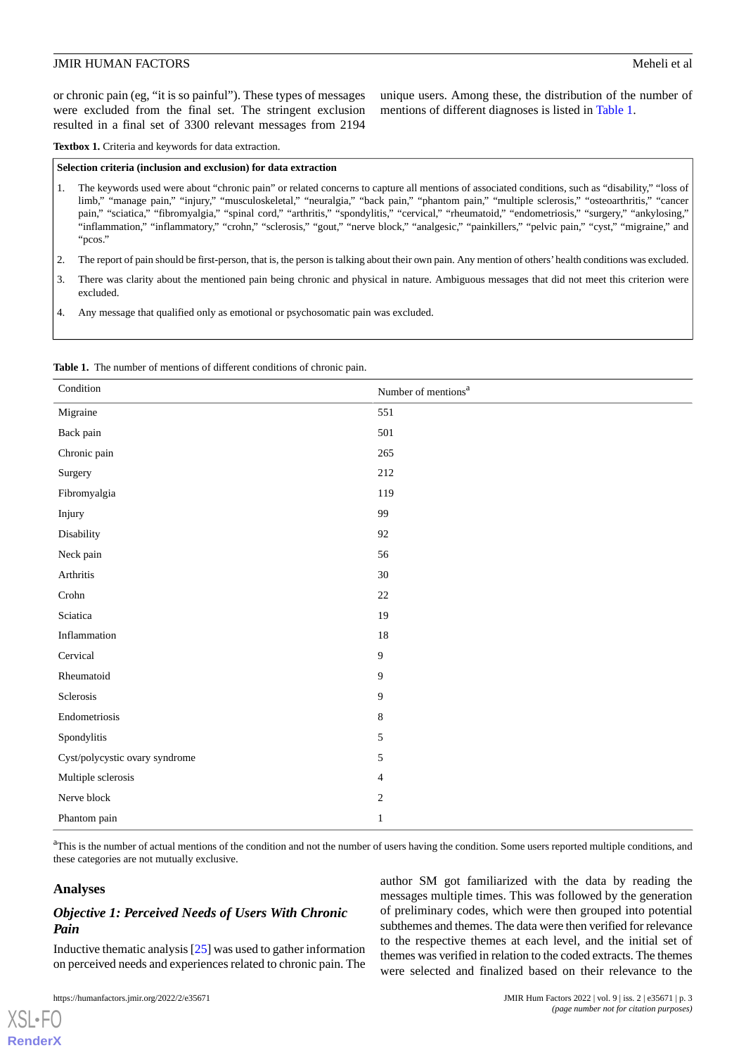or chronic pain (eg, "it is so painful"). These types of messages were excluded from the final set. The stringent exclusion resulted in a final set of 3300 relevant messages from 2194 unique users. Among these, the distribution of the number of mentions of different diagnoses is listed in Table 1.

**Textbox 1.** Criteria and keywords for data extraction.

**Selection criteria (inclusion and exclusion) for data extraction**

1. The keywords used were about "chronic pain" or related concerns to capture all mentions of associated conditions, such as "disability," "loss of limb," "manage pain," "injury," "musculoskeletal," "neuralgia," "back pain," "phantom pain," "multiple sclerosis," "osteoarthritis," "cancer pain," "sciatica," "fibromyalgia," "spinal cord," "arthritis," "spondylitis," "cervical," "rheumatoid," "endometriosis," "surgery," "ankylosing," "inflammation," "inflammatory," "crohn," "sclerosis," "gout," "nerve block," "analgesic," "painkillers," "pelvic pain," "cyst," "migraine," and "pcos."
2. The report of pain should be first-person, that is, the person is talking about their own pain. Any mention of others' health conditions was excluded.
3. There was clarity about the mentioned pain being chronic and physical in nature. Ambiguous messages that did not meet this criterion were excluded.
4. Any message that qualified only as emotional or psychosomatic pain was excluded.

**Table 1.** The number of mentions of different conditions of chronic pain.

| Condition | Number of mentions[a] |
|---|---|
| Migraine | 551 |
| Back pain | 501 |
| Chronic pain | 265 |
| Surgery | 212 |
| Fibromyalgia | 119 |
| Injury | 99 |
| Disability | 92 |
| Neck pain | 56 |
| Arthritis | 30 |
| Crohn | 22 |
| Sciatica | 19 |
| Inflammation | 18 |
| Cervical | 9 |
| Rheumatoid | 9 |
| Sclerosis | 9 |
| Endometriosis | 8 |
| Spondylitis | 5 |
| Cyst/polycystic ovary syndrome | 5 |
| Multiple sclerosis | 4 |
| Nerve block | 2 |
| Phantom pain | 1 |

[a]This is the number of actual mentions of the condition and not the number of users having the condition. Some users reported multiple conditions, and these categories are not mutually exclusive.

## Analyses

### *Objective 1: Perceived Needs of Users With Chronic Pain*

Inductive thematic analysis [25] was used to gather information on perceived needs and experiences related to chronic pain. The author SM got familiarized with the data by reading the messages multiple times. This was followed by the generation of preliminary codes, which were then grouped into potential subthemes and themes. The data were then verified for relevance to the respective themes at each level, and the initial set of themes was verified in relation to the coded extracts. The themes were selected and finalized based on their relevance to the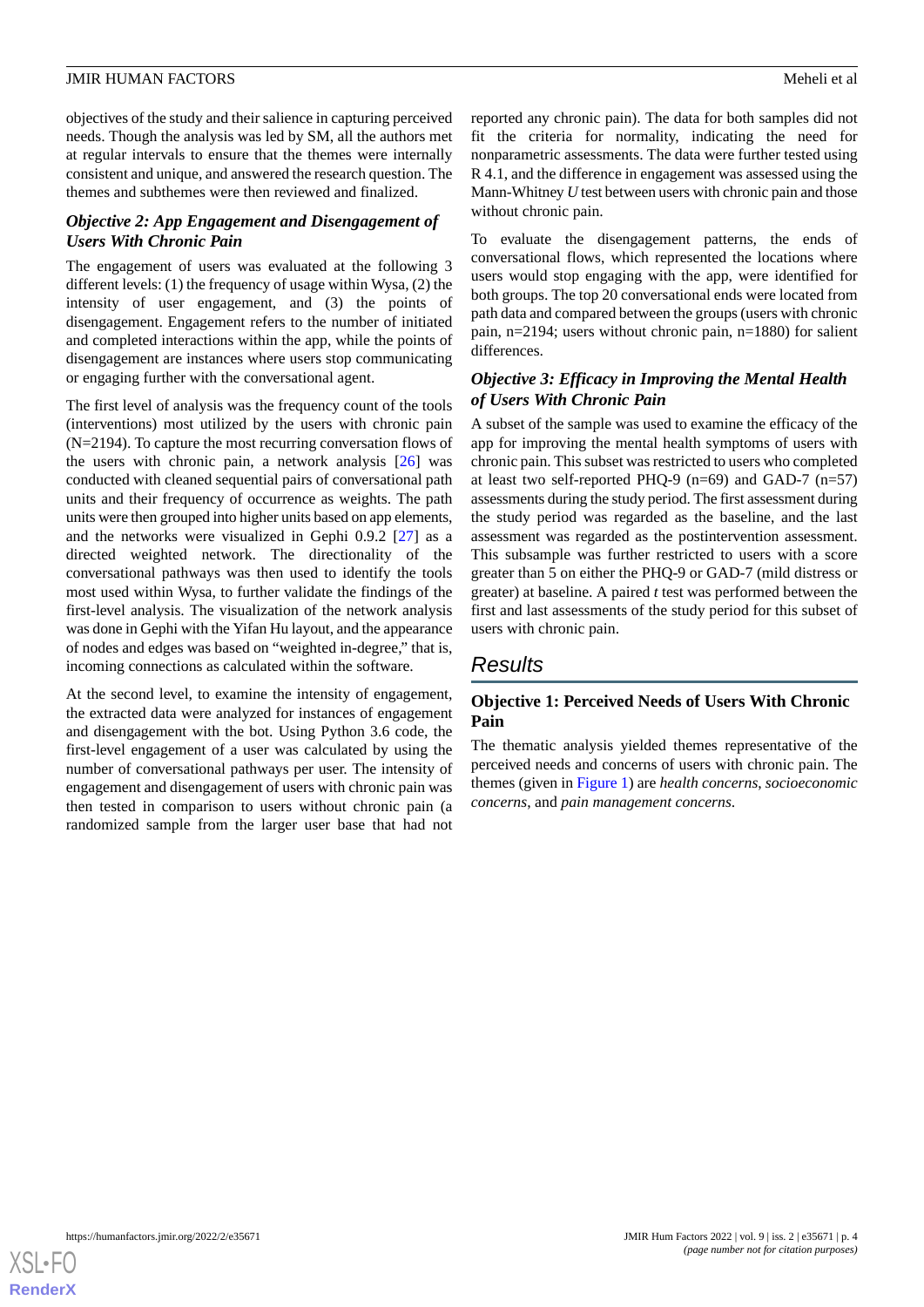objectives of the study and their salience in capturing perceived needs. Though the analysis was led by SM, all the authors met at regular intervals to ensure that the themes were internally consistent and unique, and answered the research question. The themes and subthemes were then reviewed and finalized.

### *Objective 2: App Engagement and Disengagement of Users With Chronic Pain*

The engagement of users was evaluated at the following 3 different levels: (1) the frequency of usage within Wysa, (2) the intensity of user engagement, and (3) the points of disengagement. Engagement refers to the number of initiated and completed interactions within the app, while the points of disengagement are instances where users stop communicating or engaging further with the conversational agent.

The first level of analysis was the frequency count of the tools (interventions) most utilized by the users with chronic pain (N=2194). To capture the most recurring conversation flows of the users with chronic pain, a network analysis [26] was conducted with cleaned sequential pairs of conversational path units and their frequency of occurrence as weights. The path units were then grouped into higher units based on app elements, and the networks were visualized in Gephi 0.9.2 [27] as a directed weighted network. The directionality of the conversational pathways was then used to identify the tools most used within Wysa, to further validate the findings of the first-level analysis. The visualization of the network analysis was done in Gephi with the Yifan Hu layout, and the appearance of nodes and edges was based on "weighted in-degree," that is, incoming connections as calculated within the software.

At the second level, to examine the intensity of engagement, the extracted data were analyzed for instances of engagement and disengagement with the bot. Using Python 3.6 code, the first-level engagement of a user was calculated by using the number of conversational pathways per user. The intensity of engagement and disengagement of users with chronic pain was then tested in comparison to users without chronic pain (a randomized sample from the larger user base that had not reported any chronic pain). The data for both samples did not fit the criteria for normality, indicating the need for nonparametric assessments. The data were further tested using R 4.1, and the difference in engagement was assessed using the Mann-Whitney *U* test between users with chronic pain and those without chronic pain.

To evaluate the disengagement patterns, the ends of conversational flows, which represented the locations where users would stop engaging with the app, were identified for both groups. The top 20 conversational ends were located from path data and compared between the groups (users with chronic pain, n=2194; users without chronic pain, n=1880) for salient differences.

### *Objective 3: Efficacy in Improving the Mental Health of Users With Chronic Pain*

A subset of the sample was used to examine the efficacy of the app for improving the mental health symptoms of users with chronic pain. This subset was restricted to users who completed at least two self-reported PHQ-9 (n=69) and GAD-7 (n=57) assessments during the study period. The first assessment during the study period was regarded as the baseline, and the last assessment was regarded as the postintervention assessment. This subsample was further restricted to users with a score greater than 5 on either the PHQ-9 or GAD-7 (mild distress or greater) at baseline. A paired *t* test was performed between the first and last assessments of the study period for this subset of users with chronic pain.

## Results

### Objective 1: Perceived Needs of Users With Chronic Pain

The thematic analysis yielded themes representative of the perceived needs and concerns of users with chronic pain. The themes (given in Figure 1) are *health concerns*, *socioeconomic concerns*, and *pain management concerns*.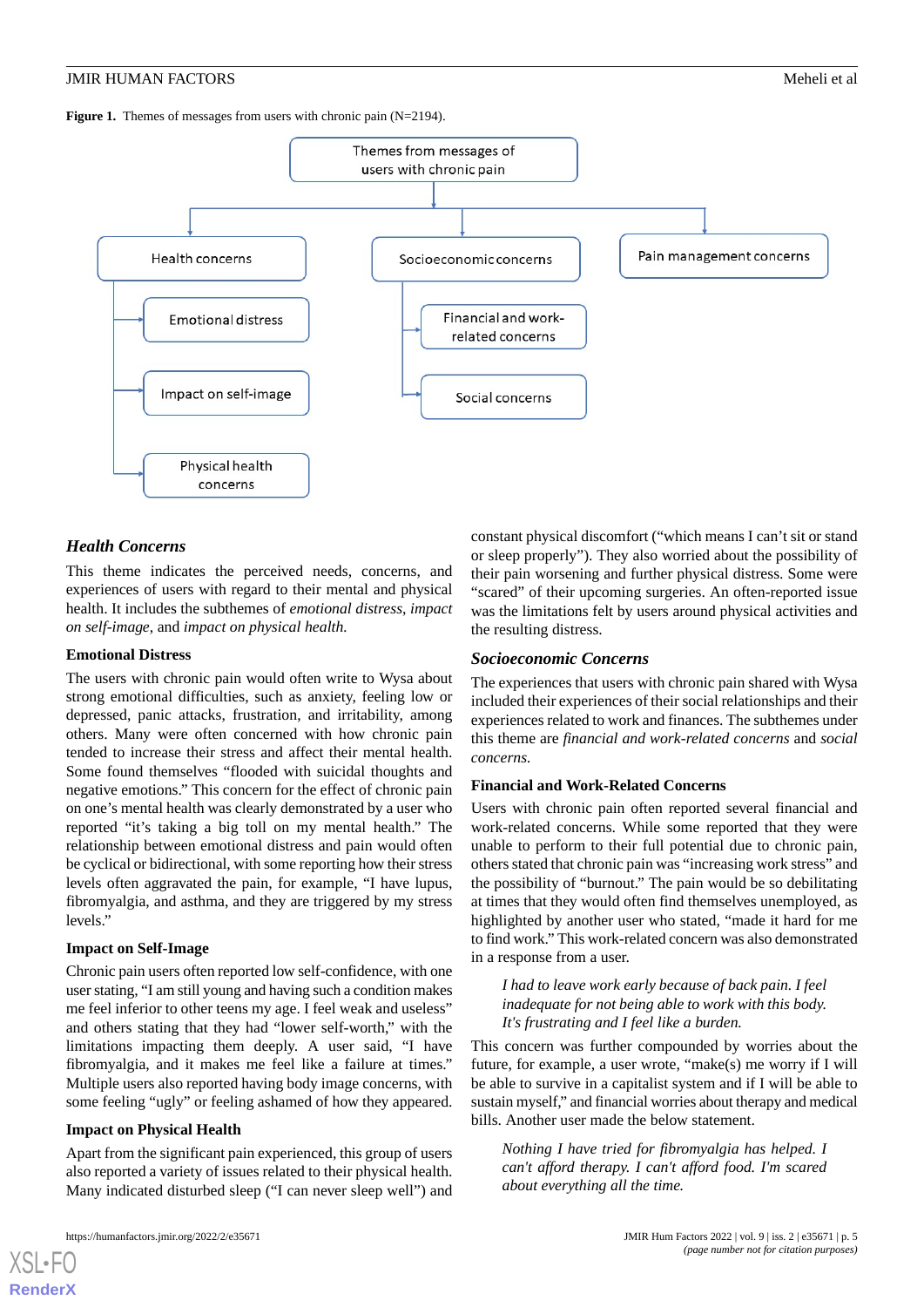**Figure 1.** Themes of messages from users with chronic pain (N=2194).

- Themes from messages of users with chronic pain
  - Health concerns
    - Emotional distress
    - Impact on self-image
    - Physical health concerns
  - Socioeconomic concerns
    - Financial and work-related concerns
    - Social concerns
  - Pain management concerns

### *Health Concerns*

This theme indicates the perceived needs, concerns, and experiences of users with regard to their mental and physical health. It includes the subthemes of *emotional distress*, *impact on self-image*, and *impact on physical health.*

#### Emotional Distress

The users with chronic pain would often write to Wysa about strong emotional difficulties, such as anxiety, feeling low or depressed, panic attacks, frustration, and irritability, among others. Many were often concerned with how chronic pain tended to increase their stress and affect their mental health. Some found themselves "flooded with suicidal thoughts and negative emotions." This concern for the effect of chronic pain on one's mental health was clearly demonstrated by a user who reported "it's taking a big toll on my mental health." The relationship between emotional distress and pain would often be cyclical or bidirectional, with some reporting how their stress levels often aggravated the pain, for example, "I have lupus, fibromyalgia, and asthma, and they are triggered by my stress levels."

#### Impact on Self-Image

Chronic pain users often reported low self-confidence, with one user stating, "I am still young and having such a condition makes me feel inferior to other teens my age. I feel weak and useless" and others stating that they had "lower self-worth," with the limitations impacting them deeply. A user said, "I have fibromyalgia, and it makes me feel like a failure at times." Multiple users also reported having body image concerns, with some feeling "ugly" or feeling ashamed of how they appeared.

#### Impact on Physical Health

Apart from the significant pain experienced, this group of users also reported a variety of issues related to their physical health. Many indicated disturbed sleep ("I can never sleep well") and constant physical discomfort ("which means I can't sit or stand or sleep properly"). They also worried about the possibility of their pain worsening and further physical distress. Some were "scared" of their upcoming surgeries. An often-reported issue was the limitations felt by users around physical activities and the resulting distress.

### *Socioeconomic Concerns*

The experiences that users with chronic pain shared with Wysa included their experiences of their social relationships and their experiences related to work and finances. The subthemes under this theme are *financial and work-related concerns* and *social concerns.*

#### Financial and Work-Related Concerns

Users with chronic pain often reported several financial and work-related concerns. While some reported that they were unable to perform to their full potential due to chronic pain, others stated that chronic pain was "increasing work stress" and the possibility of "burnout." The pain would be so debilitating at times that they would often find themselves unemployed, as highlighted by another user who stated, "made it hard for me to find work." This work-related concern was also demonstrated in a response from a user.

> *I had to leave work early because of back pain. I feel inadequate for not being able to work with this body. It's frustrating and I feel like a burden.*

This concern was further compounded by worries about the future, for example, a user wrote, "make(s) me worry if I will be able to survive in a capitalist system and if I will be able to sustain myself," and financial worries about therapy and medical bills. Another user made the below statement.

> *Nothing I have tried for fibromyalgia has helped. I can't afford therapy. I can't afford food. I'm scared about everything all the time.*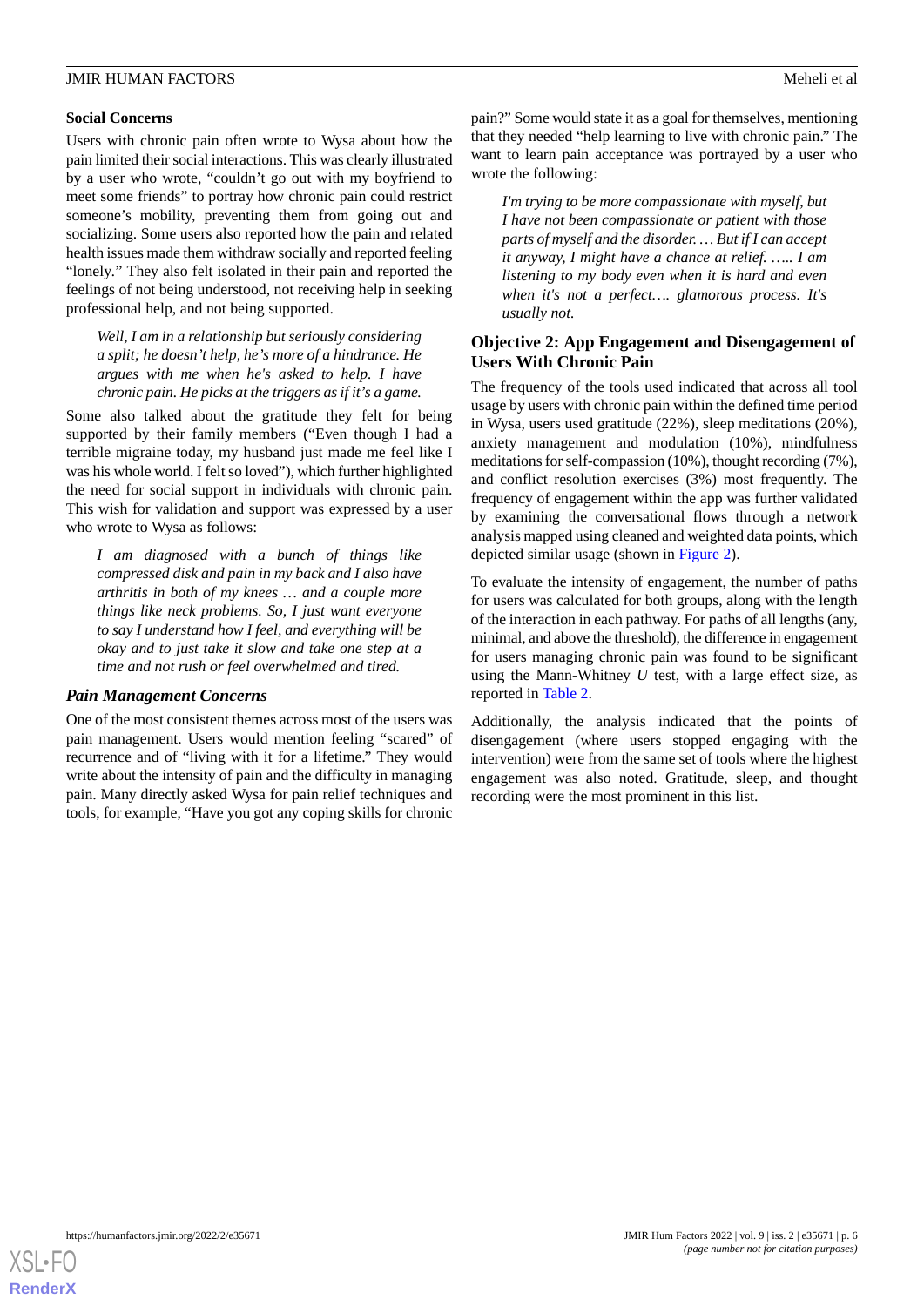### Social Concerns

Users with chronic pain often wrote to Wysa about how the pain limited their social interactions. This was clearly illustrated by a user who wrote, "couldn't go out with my boyfriend to meet some friends" to portray how chronic pain could restrict someone's mobility, preventing them from going out and socializing. Some users also reported how the pain and related health issues made them withdraw socially and reported feeling "lonely." They also felt isolated in their pain and reported the feelings of not being understood, not receiving help in seeking professional help, and not being supported.

> *Well, I am in a relationship but seriously considering a split; he doesn't help, he's more of a hindrance. He argues with me when he's asked to help. I have chronic pain. He picks at the triggers as if it's a game.*

Some also talked about the gratitude they felt for being supported by their family members ("Even though I had a terrible migraine today, my husband just made me feel like I was his whole world. I felt so loved"), which further highlighted the need for social support in individuals with chronic pain. This wish for validation and support was expressed by a user who wrote to Wysa as follows:

> *I am diagnosed with a bunch of things like compressed disk and pain in my back and I also have arthritis in both of my knees … and a couple more things like neck problems. So, I just want everyone to say I understand how I feel, and everything will be okay and to just take it slow and take one step at a time and not rush or feel overwhelmed and tired.*

### *Pain Management Concerns*

One of the most consistent themes across most of the users was pain management. Users would mention feeling "scared" of recurrence and of "living with it for a lifetime." They would write about the intensity of pain and the difficulty in managing pain. Many directly asked Wysa for pain relief techniques and tools, for example, "Have you got any coping skills for chronic pain?" Some would state it as a goal for themselves, mentioning that they needed "help learning to live with chronic pain." The want to learn pain acceptance was portrayed by a user who wrote the following:

> *I'm trying to be more compassionate with myself, but I have not been compassionate or patient with those parts of myself and the disorder. … But if I can accept it anyway, I might have a chance at relief. ….. I am listening to my body even when it is hard and even when it's not a perfect…. glamorous process. It's usually not.*

## Objective 2: App Engagement and Disengagement of Users With Chronic Pain

The frequency of the tools used indicated that across all tool usage by users with chronic pain within the defined time period in Wysa, users used gratitude (22%), sleep meditations (20%), anxiety management and modulation (10%), mindfulness meditations for self-compassion (10%), thought recording (7%), and conflict resolution exercises (3%) most frequently. The frequency of engagement within the app was further validated by examining the conversational flows through a network analysis mapped using cleaned and weighted data points, which depicted similar usage (shown in Figure 2).

To evaluate the intensity of engagement, the number of paths for users was calculated for both groups, along with the length of the interaction in each pathway. For paths of all lengths (any, minimal, and above the threshold), the difference in engagement for users managing chronic pain was found to be significant using the Mann-Whitney *U* test, with a large effect size, as reported in Table 2.

Additionally, the analysis indicated that the points of disengagement (where users stopped engaging with the intervention) were from the same set of tools where the highest engagement was also noted. Gratitude, sleep, and thought recording were the most prominent in this list.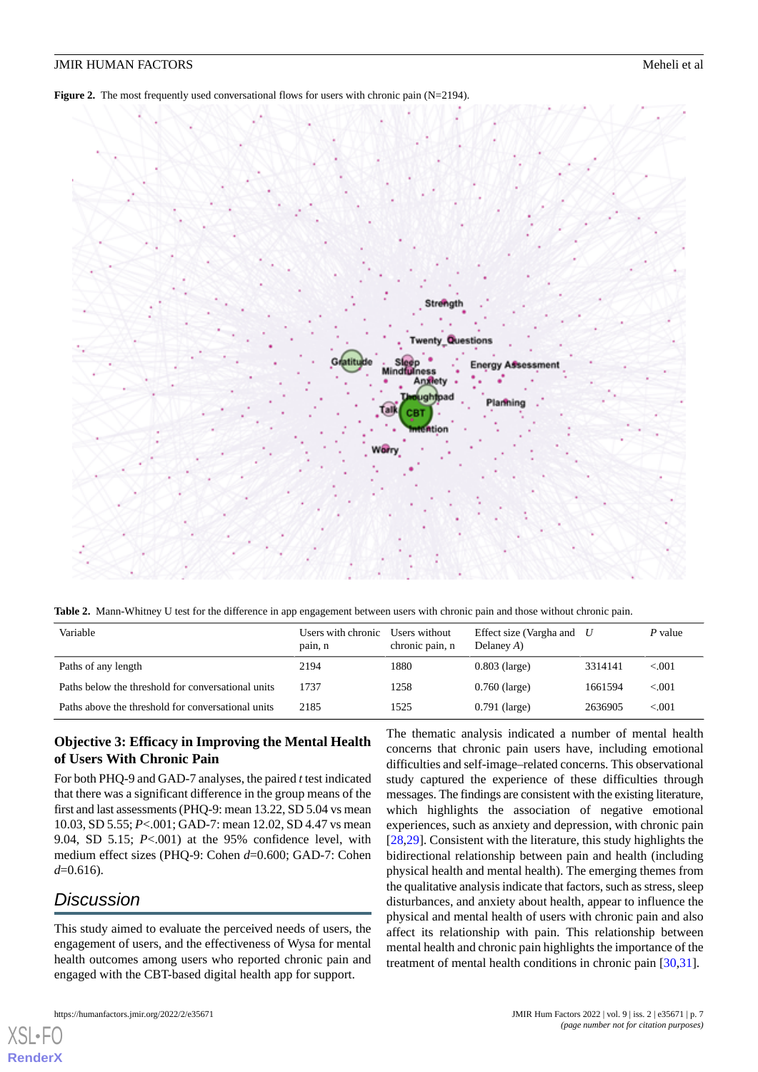**Figure 2.** The most frequently used conversational flows for users with chronic pain (N=2194).

**Table 2.** Mann-Whitney U test for the difference in app engagement between users with chronic pain and those without chronic pain.

| Variable | Users with chronic pain, n | Users without chronic pain, n | Effect size (Vargha and Delaney *A*) | *U* | *P* value |
|---|---|---|---|---|---|
| Paths of any length | 2194 | 1880 | 0.803 (large) | 3314141 | <.001 |
| Paths below the threshold for conversational units | 1737 | 1258 | 0.760 (large) | 1661594 | <.001 |
| Paths above the threshold for conversational units | 2185 | 1525 | 0.791 (large) | 2636905 | <.001 |

### Objective 3: Efficacy in Improving the Mental Health of Users With Chronic Pain

For both PHQ-9 and GAD-7 analyses, the paired *t* test indicated that there was a significant difference in the group means of the first and last assessments (PHQ-9: mean 13.22, SD 5.04 vs mean 10.03, SD 5.55; $P<.001$; GAD-7: mean 12.02, SD 4.47 vs mean 9.04, SD 5.15; $P<.001$) at the 95% confidence level, with medium effect sizes (PHQ-9: Cohen $d$=0.600; GAD-7: Cohen $d$=0.616).

## Discussion

This study aimed to evaluate the perceived needs of users, the engagement of users, and the effectiveness of Wysa for mental health outcomes among users who reported chronic pain and engaged with the CBT-based digital health app for support.

The thematic analysis indicated a number of mental health concerns that chronic pain users have, including emotional difficulties and self-image–related concerns. This observational study captured the experience of these difficulties through messages. The findings are consistent with the existing literature, which highlights the association of negative emotional experiences, such as anxiety and depression, with chronic pain [28,29]. Consistent with the literature, this study highlights the bidirectional relationship between pain and health (including physical health and mental health). The emerging themes from the qualitative analysis indicate that factors, such as stress, sleep disturbances, and anxiety about health, appear to influence the physical and mental health of users with chronic pain and also affect its relationship with pain. This relationship between mental health and chronic pain highlights the importance of the treatment of mental health conditions in chronic pain [30,31].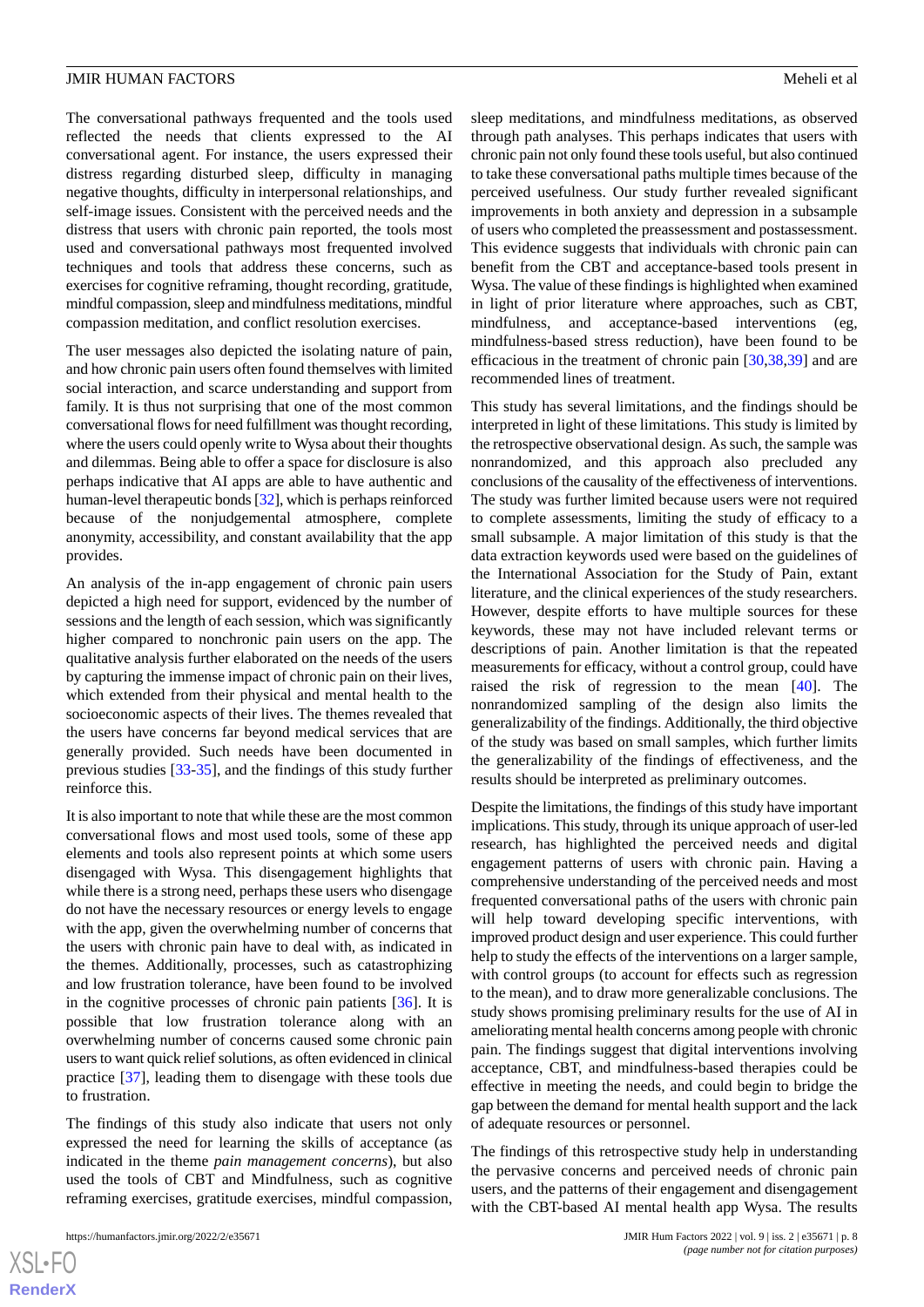The conversational pathways frequented and the tools used reflected the needs that clients expressed to the AI conversational agent. For instance, the users expressed their distress regarding disturbed sleep, difficulty in managing negative thoughts, difficulty in interpersonal relationships, and self-image issues. Consistent with the perceived needs and the distress that users with chronic pain reported, the tools most used and conversational pathways most frequented involved techniques and tools that address these concerns, such as exercises for cognitive reframing, thought recording, gratitude, mindful compassion, sleep and mindfulness meditations, mindful compassion meditation, and conflict resolution exercises.

The user messages also depicted the isolating nature of pain, and how chronic pain users often found themselves with limited social interaction, and scarce understanding and support from family. It is thus not surprising that one of the most common conversational flows for need fulfillment was thought recording, where the users could openly write to Wysa about their thoughts and dilemmas. Being able to offer a space for disclosure is also perhaps indicative that AI apps are able to have authentic and human-level therapeutic bonds [32], which is perhaps reinforced because of the nonjudgemental atmosphere, complete anonymity, accessibility, and constant availability that the app provides.

An analysis of the in-app engagement of chronic pain users depicted a high need for support, evidenced by the number of sessions and the length of each session, which was significantly higher compared to nonchronic pain users on the app. The qualitative analysis further elaborated on the needs of the users by capturing the immense impact of chronic pain on their lives, which extended from their physical and mental health to the socioeconomic aspects of their lives. The themes revealed that the users have concerns far beyond medical services that are generally provided. Such needs have been documented in previous studies [33-35], and the findings of this study further reinforce this.

It is also important to note that while these are the most common conversational flows and most used tools, some of these app elements and tools also represent points at which some users disengaged with Wysa. This disengagement highlights that while there is a strong need, perhaps these users who disengage do not have the necessary resources or energy levels to engage with the app, given the overwhelming number of concerns that the users with chronic pain have to deal with, as indicated in the themes. Additionally, processes, such as catastrophizing and low frustration tolerance, have been found to be involved in the cognitive processes of chronic pain patients [36]. It is possible that low frustration tolerance along with an overwhelming number of concerns caused some chronic pain users to want quick relief solutions, as often evidenced in clinical practice [37], leading them to disengage with these tools due to frustration.

The findings of this study also indicate that users not only expressed the need for learning the skills of acceptance (as indicated in the theme *pain management concerns*), but also used the tools of CBT and Mindfulness, such as cognitive reframing exercises, gratitude exercises, mindful compassion, sleep meditations, and mindfulness meditations, as observed through path analyses. This perhaps indicates that users with chronic pain not only found these tools useful, but also continued to take these conversational paths multiple times because of the perceived usefulness. Our study further revealed significant improvements in both anxiety and depression in a subsample of users who completed the preassessment and postassessment. This evidence suggests that individuals with chronic pain can benefit from the CBT and acceptance-based tools present in Wysa. The value of these findings is highlighted when examined in light of prior literature where approaches, such as CBT, mindfulness, and acceptance-based interventions (eg, mindfulness-based stress reduction), have been found to be efficacious in the treatment of chronic pain [30,38,39] and are recommended lines of treatment.

This study has several limitations, and the findings should be interpreted in light of these limitations. This study is limited by the retrospective observational design. As such, the sample was nonrandomized, and this approach also precluded any conclusions of the causality of the effectiveness of interventions. The study was further limited because users were not required to complete assessments, limiting the study of efficacy to a small subsample. A major limitation of this study is that the data extraction keywords used were based on the guidelines of the International Association for the Study of Pain, extant literature, and the clinical experiences of the study researchers. However, despite efforts to have multiple sources for these keywords, these may not have included relevant terms or descriptions of pain. Another limitation is that the repeated measurements for efficacy, without a control group, could have raised the risk of regression to the mean [40]. The nonrandomized sampling of the design also limits the generalizability of the findings. Additionally, the third objective of the study was based on small samples, which further limits the generalizability of the findings of effectiveness, and the results should be interpreted as preliminary outcomes.

Despite the limitations, the findings of this study have important implications. This study, through its unique approach of user-led research, has highlighted the perceived needs and digital engagement patterns of users with chronic pain. Having a comprehensive understanding of the perceived needs and most frequented conversational paths of the users with chronic pain will help toward developing specific interventions, with improved product design and user experience. This could further help to study the effects of the interventions on a larger sample, with control groups (to account for effects such as regression to the mean), and to draw more generalizable conclusions. The study shows promising preliminary results for the use of AI in ameliorating mental health concerns among people with chronic pain. The findings suggest that digital interventions involving acceptance, CBT, and mindfulness-based therapies could be effective in meeting the needs, and could begin to bridge the gap between the demand for mental health support and the lack of adequate resources or personnel.

The findings of this retrospective study help in understanding the pervasive concerns and perceived needs of chronic pain users, and the patterns of their engagement and disengagement with the CBT-based AI mental health app Wysa. The results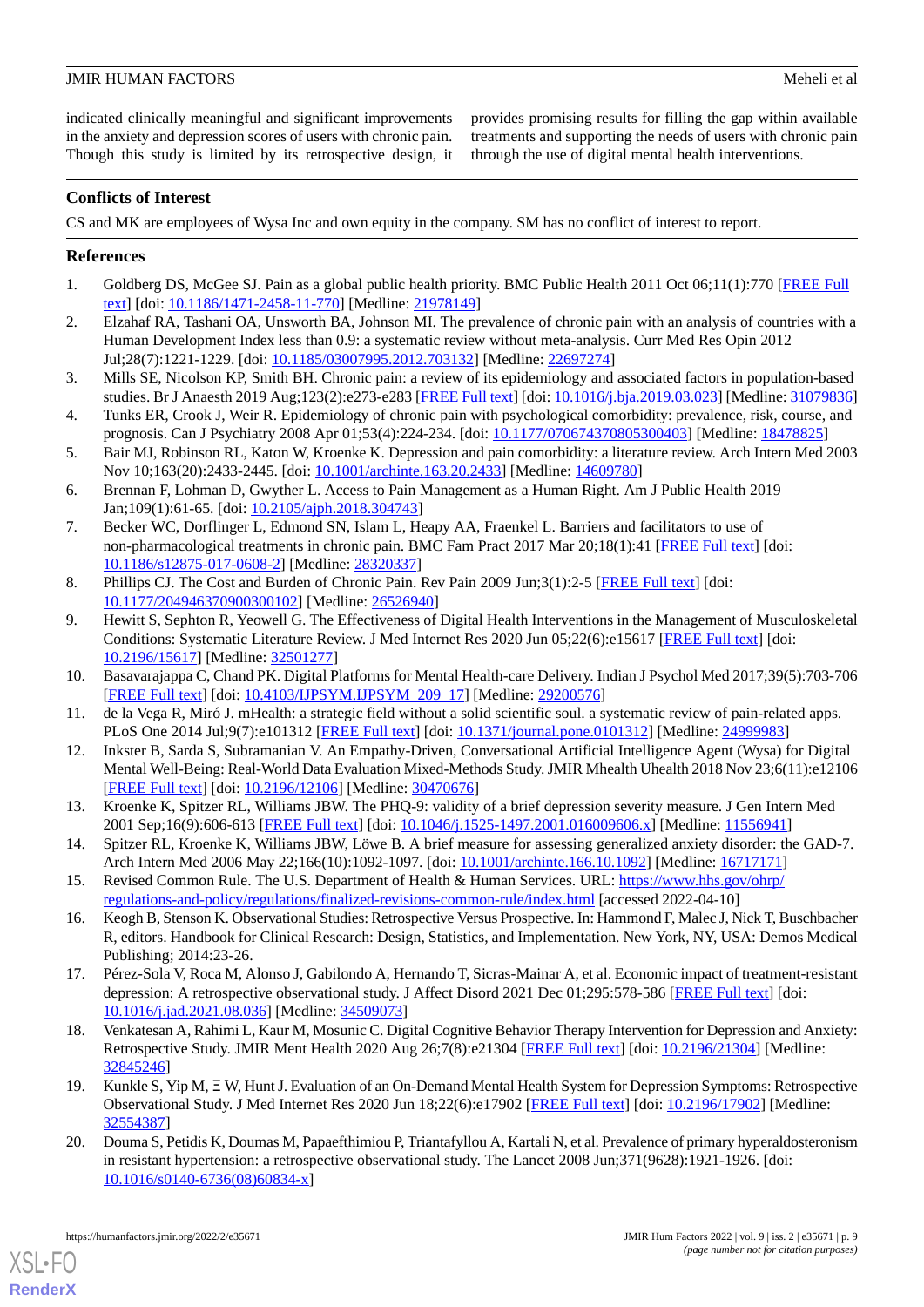indicated clinically meaningful and significant improvements in the anxiety and depression scores of users with chronic pain. Though this study is limited by its retrospective design, it provides promising results for filling the gap within available treatments and supporting the needs of users with chronic pain through the use of digital mental health interventions.

## Conflicts of Interest

CS and MK are employees of Wysa Inc and own equity in the company. SM has no conflict of interest to report.

## References

1. Goldberg DS, McGee SJ. Pain as a global public health priority. BMC Public Health 2011 Oct 06;11(1):770 [FREE Full text] [doi: 10.1186/1471-2458-11-770] [Medline: 21978149]
2. Elzahaf RA, Tashani OA, Unsworth BA, Johnson MI. The prevalence of chronic pain with an analysis of countries with a Human Development Index less than 0.9: a systematic review without meta-analysis. Curr Med Res Opin 2012 Jul;28(7):1221-1229. [doi: 10.1185/03007995.2012.703132] [Medline: 22697274]
3. Mills SE, Nicolson KP, Smith BH. Chronic pain: a review of its epidemiology and associated factors in population-based studies. Br J Anaesth 2019 Aug;123(2):e273-e283 [FREE Full text] [doi: 10.1016/j.bja.2019.03.023] [Medline: 31079836]
4. Tunks ER, Crook J, Weir R. Epidemiology of chronic pain with psychological comorbidity: prevalence, risk, course, and prognosis. Can J Psychiatry 2008 Apr 01;53(4):224-234. [doi: 10.1177/070674370805300403] [Medline: 18478825]
5. Bair MJ, Robinson RL, Katon W, Kroenke K. Depression and pain comorbidity: a literature review. Arch Intern Med 2003 Nov 10;163(20):2433-2445. [doi: 10.1001/archinte.163.20.2433] [Medline: 14609780]
6. Brennan F, Lohman D, Gwyther L. Access to Pain Management as a Human Right. Am J Public Health 2019 Jan;109(1):61-65. [doi: 10.2105/ajph.2018.304743]
7. Becker WC, Dorflinger L, Edmond SN, Islam L, Heapy AA, Fraenkel L. Barriers and facilitators to use of non-pharmacological treatments in chronic pain. BMC Fam Pract 2017 Mar 20;18(1):41 [FREE Full text] [doi: 10.1186/s12875-017-0608-2] [Medline: 28320337]
8. Phillips CJ. The Cost and Burden of Chronic Pain. Rev Pain 2009 Jun;3(1):2-5 [FREE Full text] [doi: 10.1177/204946370900300102] [Medline: 26526940]
9. Hewitt S, Sephton R, Yeowell G. The Effectiveness of Digital Health Interventions in the Management of Musculoskeletal Conditions: Systematic Literature Review. J Med Internet Res 2020 Jun 05;22(6):e15617 [FREE Full text] [doi: 10.2196/15617] [Medline: 32501277]
10. Basavarajappa C, Chand PK. Digital Platforms for Mental Health-care Delivery. Indian J Psychol Med 2017;39(5):703-706 [FREE Full text] [doi: 10.4103/IJPSYM.IJPSYM_209_17] [Medline: 29200576]
11. de la Vega R, Miró J. mHealth: a strategic field without a solid scientific soul. a systematic review of pain-related apps. PLoS One 2014 Jul;9(7):e101312 [FREE Full text] [doi: 10.1371/journal.pone.0101312] [Medline: 24999983]
12. Inkster B, Sarda S, Subramanian V. An Empathy-Driven, Conversational Artificial Intelligence Agent (Wysa) for Digital Mental Well-Being: Real-World Data Evaluation Mixed-Methods Study. JMIR Mhealth Uhealth 2018 Nov 23;6(11):e12106 [FREE Full text] [doi: 10.2196/12106] [Medline: 30470676]
13. Kroenke K, Spitzer RL, Williams JBW. The PHQ-9: validity of a brief depression severity measure. J Gen Intern Med 2001 Sep;16(9):606-613 [FREE Full text] [doi: 10.1046/j.1525-1497.2001.016009606.x] [Medline: 11556941]
14. Spitzer RL, Kroenke K, Williams JBW, Löwe B. A brief measure for assessing generalized anxiety disorder: the GAD-7. Arch Intern Med 2006 May 22;166(10):1092-1097. [doi: 10.1001/archinte.166.10.1092] [Medline: 16717171]
15. Revised Common Rule. The U.S. Department of Health & Human Services. URL: https://www.hhs.gov/ohrp/regulations-and-policy/regulations/finalized-revisions-common-rule/index.html [accessed 2022-04-10]
16. Keogh B, Stenson K. Observational Studies: Retrospective Versus Prospective. In: Hammond F, Malec J, Nick T, Buschbacher R, editors. Handbook for Clinical Research: Design, Statistics, and Implementation. New York, NY, USA: Demos Medical Publishing; 2014:23-26.
17. Pérez-Sola V, Roca M, Alonso J, Gabilondo A, Hernando T, Sicras-Mainar A, et al. Economic impact of treatment-resistant depression: A retrospective observational study. J Affect Disord 2021 Dec 01;295:578-586 [FREE Full text] [doi: 10.1016/j.jad.2021.08.036] [Medline: 34509073]
18. Venkatesan A, Rahimi L, Kaur M, Mosunic C. Digital Cognitive Behavior Therapy Intervention for Depression and Anxiety: Retrospective Study. JMIR Ment Health 2020 Aug 26;7(8):e21304 [FREE Full text] [doi: 10.2196/21304] [Medline: 32845246]
19. Kunkle S, Yip M, Ξ W, Hunt J. Evaluation of an On-Demand Mental Health System for Depression Symptoms: Retrospective Observational Study. J Med Internet Res 2020 Jun 18;22(6):e17902 [FREE Full text] [doi: 10.2196/17902] [Medline: 32554387]
20. Douma S, Petidis K, Doumas M, Papaefthimiou P, Triantafyllou A, Kartali N, et al. Prevalence of primary hyperaldosteronism in resistant hypertension: a retrospective observational study. The Lancet 2008 Jun;371(9628):1921-1926. [doi: 10.1016/s0140-6736(08)60834-x]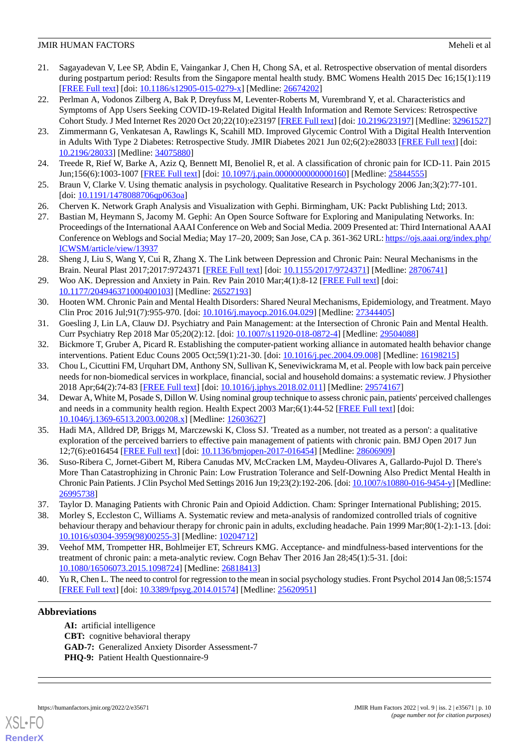21. Sagayadevan V, Lee SP, Abdin E, Vaingankar J, Chen H, Chong SA, et al. Retrospective observation of mental disorders during postpartum period: Results from the Singapore mental health study. BMC Womens Health 2015 Dec 16;15(1):119 [FREE Full text] [doi: 10.1186/s12905-015-0279-x] [Medline: 26674202]
22. Perlman A, Vodonos Zilberg A, Bak P, Dreyfuss M, Leventer-Roberts M, Vurembrand Y, et al. Characteristics and Symptoms of App Users Seeking COVID-19-Related Digital Health Information and Remote Services: Retrospective Cohort Study. J Med Internet Res 2020 Oct 20;22(10):e23197 [FREE Full text] [doi: 10.2196/23197] [Medline: 32961527]
23. Zimmermann G, Venkatesan A, Rawlings K, Scahill MD. Improved Glycemic Control With a Digital Health Intervention in Adults With Type 2 Diabetes: Retrospective Study. JMIR Diabetes 2021 Jun 02;6(2):e28033 [FREE Full text] [doi: 10.2196/28033] [Medline: 34075880]
24. Treede R, Rief W, Barke A, Aziz Q, Bennett MI, Benoliel R, et al. A classification of chronic pain for ICD-11. Pain 2015 Jun;156(6):1003-1007 [FREE Full text] [doi: 10.1097/j.pain.0000000000000160] [Medline: 25844555]
25. Braun V, Clarke V. Using thematic analysis in psychology. Qualitative Research in Psychology 2006 Jan;3(2):77-101. [doi: 10.1191/1478088706qp063oa]
26. Cherven K. Network Graph Analysis and Visualization with Gephi. Birmingham, UK: Packt Publishing Ltd; 2013.
27. Bastian M, Heymann S, Jacomy M. Gephi: An Open Source Software for Exploring and Manipulating Networks. In: Proceedings of the International AAAI Conference on Web and Social Media. 2009 Presented at: Third International AAAI Conference on Weblogs and Social Media; May 17–20, 2009; San Jose, CA p. 361-362 URL: https://ojs.aaai.org/index.php/ICWSM/article/view/13937
28. Sheng J, Liu S, Wang Y, Cui R, Zhang X. The Link between Depression and Chronic Pain: Neural Mechanisms in the Brain. Neural Plast 2017;2017:9724371 [FREE Full text] [doi: 10.1155/2017/9724371] [Medline: 28706741]
29. Woo AK. Depression and Anxiety in Pain. Rev Pain 2010 Mar;4(1):8-12 [FREE Full text] [doi: 10.1177/204946371000400103] [Medline: 26527193]
30. Hooten WM. Chronic Pain and Mental Health Disorders: Shared Neural Mechanisms, Epidemiology, and Treatment. Mayo Clin Proc 2016 Jul;91(7):955-970. [doi: 10.1016/j.mayocp.2016.04.029] [Medline: 27344405]
31. Goesling J, Lin LA, Clauw DJ. Psychiatry and Pain Management: at the Intersection of Chronic Pain and Mental Health. Curr Psychiatry Rep 2018 Mar 05;20(2):12. [doi: 10.1007/s11920-018-0872-4] [Medline: 29504088]
32. Bickmore T, Gruber A, Picard R. Establishing the computer-patient working alliance in automated health behavior change interventions. Patient Educ Couns 2005 Oct;59(1):21-30. [doi: 10.1016/j.pec.2004.09.008] [Medline: 16198215]
33. Chou L, Cicuttini FM, Urquhart DM, Anthony SN, Sullivan K, Seneviwickrama M, et al. People with low back pain perceive needs for non-biomedical services in workplace, financial, social and household domains: a systematic review. J Physiother 2018 Apr;64(2):74-83 [FREE Full text] [doi: 10.1016/j.jphys.2018.02.011] [Medline: 29574167]
34. Dewar A, White M, Posade S, Dillon W. Using nominal group technique to assess chronic pain, patients' perceived challenges and needs in a community health region. Health Expect 2003 Mar;6(1):44-52 [FREE Full text] [doi: 10.1046/j.1369-6513.2003.00208.x] [Medline: 12603627]
35. Hadi MA, Alldred DP, Briggs M, Marczewski K, Closs SJ. 'Treated as a number, not treated as a person': a qualitative exploration of the perceived barriers to effective pain management of patients with chronic pain. BMJ Open 2017 Jun 12;7(6):e016454 [FREE Full text] [doi: 10.1136/bmjopen-2017-016454] [Medline: 28606909]
36. Suso-Ribera C, Jornet-Gibert M, Ribera Canudas MV, McCracken LM, Maydeu-Olivares A, Gallardo-Pujol D. There's More Than Catastrophizing in Chronic Pain: Low Frustration Tolerance and Self-Downing Also Predict Mental Health in Chronic Pain Patients. J Clin Psychol Med Settings 2016 Jun 19;23(2):192-206. [doi: 10.1007/s10880-016-9454-y] [Medline: 26995738]
37. Taylor D. Managing Patients with Chronic Pain and Opioid Addiction. Cham: Springer International Publishing; 2015.
38. Morley S, Eccleston C, Williams A. Systematic review and meta-analysis of randomized controlled trials of cognitive behaviour therapy and behaviour therapy for chronic pain in adults, excluding headache. Pain 1999 Mar;80(1-2):1-13. [doi: 10.1016/s0304-3959(98)00255-3] [Medline: 10204712]
39. Veehof MM, Trompetter HR, Bohlmeijer ET, Schreurs KMG. Acceptance- and mindfulness-based interventions for the treatment of chronic pain: a meta-analytic review. Cogn Behav Ther 2016 Jan 28;45(1):5-31. [doi: 10.1080/16506073.2015.1098724] [Medline: 26818413]
40. Yu R, Chen L. The need to control for regression to the mean in social psychology studies. Front Psychol 2014 Jan 08;5:1574 [FREE Full text] [doi: 10.3389/fpsyg.2014.01574] [Medline: 25620951]

## Abbreviations

**AI:** artificial intelligence
**CBT:** cognitive behavioral therapy
**GAD-7:** Generalized Anxiety Disorder Assessment-7
**PHQ-9:** Patient Health Questionnaire-9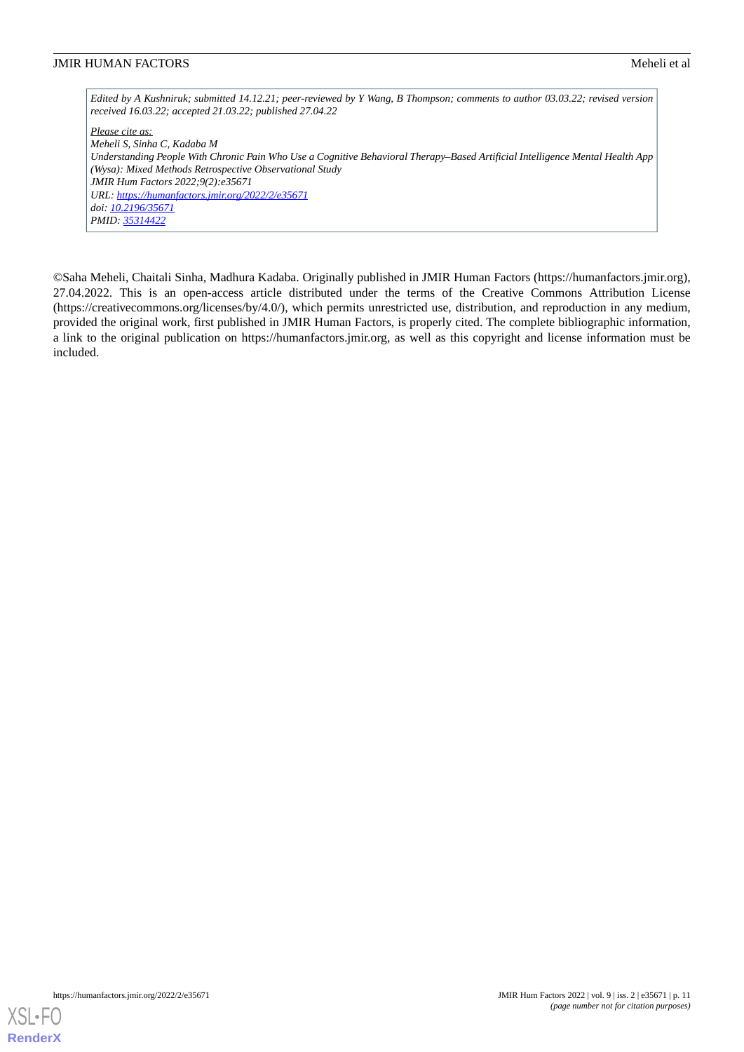*Edited by A Kushniruk; submitted 14.12.21; peer-reviewed by Y Wang, B Thompson; comments to author 03.03.22; revised version received 16.03.22; accepted 21.03.22; published 27.04.22*

*Please cite as:*
*Meheli S, Sinha C, Kadaba M*
*Understanding People With Chronic Pain Who Use a Cognitive Behavioral Therapy–Based Artificial Intelligence Mental Health App (Wysa): Mixed Methods Retrospective Observational Study*
*JMIR Hum Factors 2022;9(2):e35671*
*URL: https://humanfactors.jmir.org/2022/2/e35671*
*doi: 10.2196/35671*
*PMID: 35314422*

©Saha Meheli, Chaitali Sinha, Madhura Kadaba. Originally published in JMIR Human Factors (https://humanfactors.jmir.org), 27.04.2022. This is an open-access article distributed under the terms of the Creative Commons Attribution License (https://creativecommons.org/licenses/by/4.0/), which permits unrestricted use, distribution, and reproduction in any medium, provided the original work, first published in JMIR Human Factors, is properly cited. The complete bibliographic information, a link to the original publication on https://humanfactors.jmir.org, as well as this copyright and license information must be included.